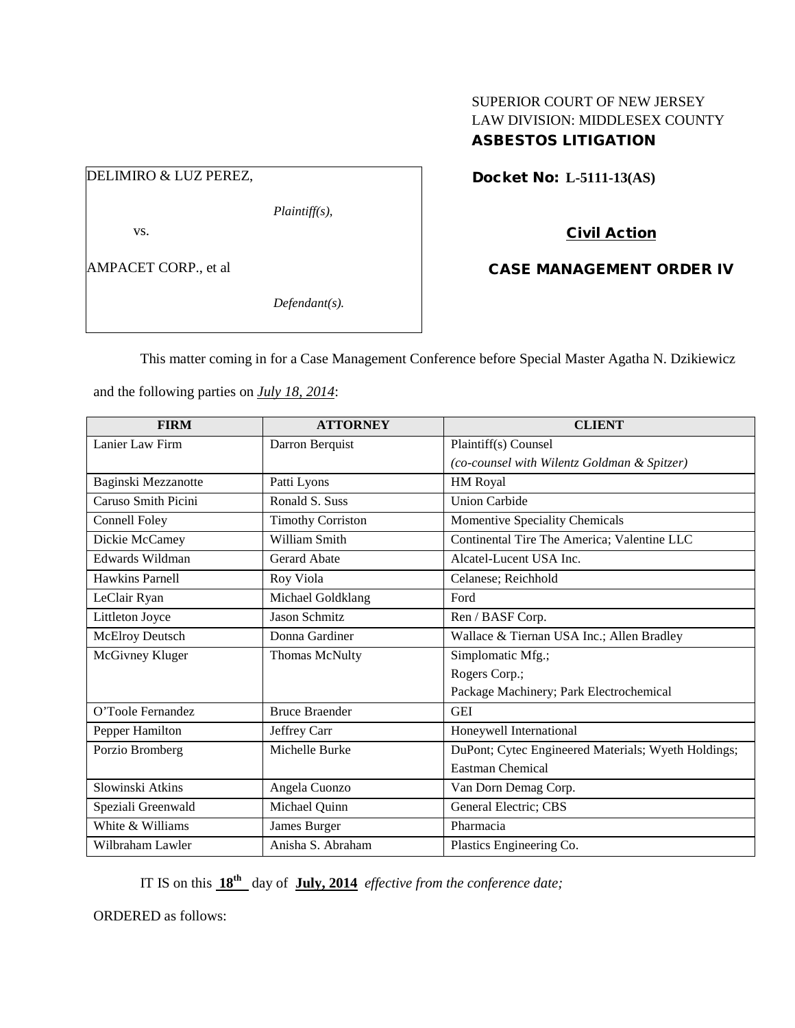SUPERIOR COURT OF NEW JERSEY
LAW DIVISION: MIDDLESEX COUNTY
**ASBESTOS LITIGATION**

DELIMIRO & LUZ PEREZ,

*Plaintiff(s),*

vs.

AMPACET CORP., et al

*Defendant(s).*

**Docket No: L-5111-13(AS)**

**Civil Action**

**CASE MANAGEMENT ORDER IV**

This matter coming in for a Case Management Conference before Special Master Agatha N. Dzikiewicz and the following parties on *July 18, 2014*:

| FIRM | ATTORNEY | CLIENT |
|---|---|---|
| Lanier Law Firm | Darron Berquist | Plaintiff(s) Counsel *(co-counsel with Wilentz Goldman & Spitzer)* |
| Baginski Mezzanotte | Patti Lyons | HM Royal |
| Caruso Smith Picini | Ronald S. Suss | Union Carbide |
| Connell Foley | Timothy Corriston | Momentive Speciality Chemicals |
| Dickie McCamey | William Smith | Continental Tire The America; Valentine LLC |
| Edwards Wildman | Gerard Abate | Alcatel-Lucent USA Inc. |
| Hawkins Parnell | Roy Viola | Celanese; Reichhold |
| LeClair Ryan | Michael Goldklang | Ford |
| Littleton Joyce | Jason Schmitz | Ren / BASF Corp. |
| McElroy Deutsch | Donna Gardiner | Wallace & Tiernan USA Inc.; Allen Bradley |
| McGivney Kluger | Thomas McNulty | Simplomatic Mfg.; Rogers Corp.; Package Machinery; Park Electrochemical |
| O'Toole Fernandez | Bruce Braender | GEI |
| Pepper Hamilton | Jeffrey Carr | Honeywell International |
| Porzio Bromberg | Michelle Burke | DuPont; Cytec Engineered Materials; Wyeth Holdings; Eastman Chemical |
| Slowinski Atkins | Angela Cuonzo | Van Dorn Demag Corp. |
| Speziali Greenwald | Michael Quinn | General Electric; CBS |
| White & Williams | James Burger | Pharmacia |
| Wilbraham Lawler | Anisha S. Abraham | Plastics Engineering Co. |

IT IS on this **18th** day of **July, 2014** *effective from the conference date;*

ORDERED as follows: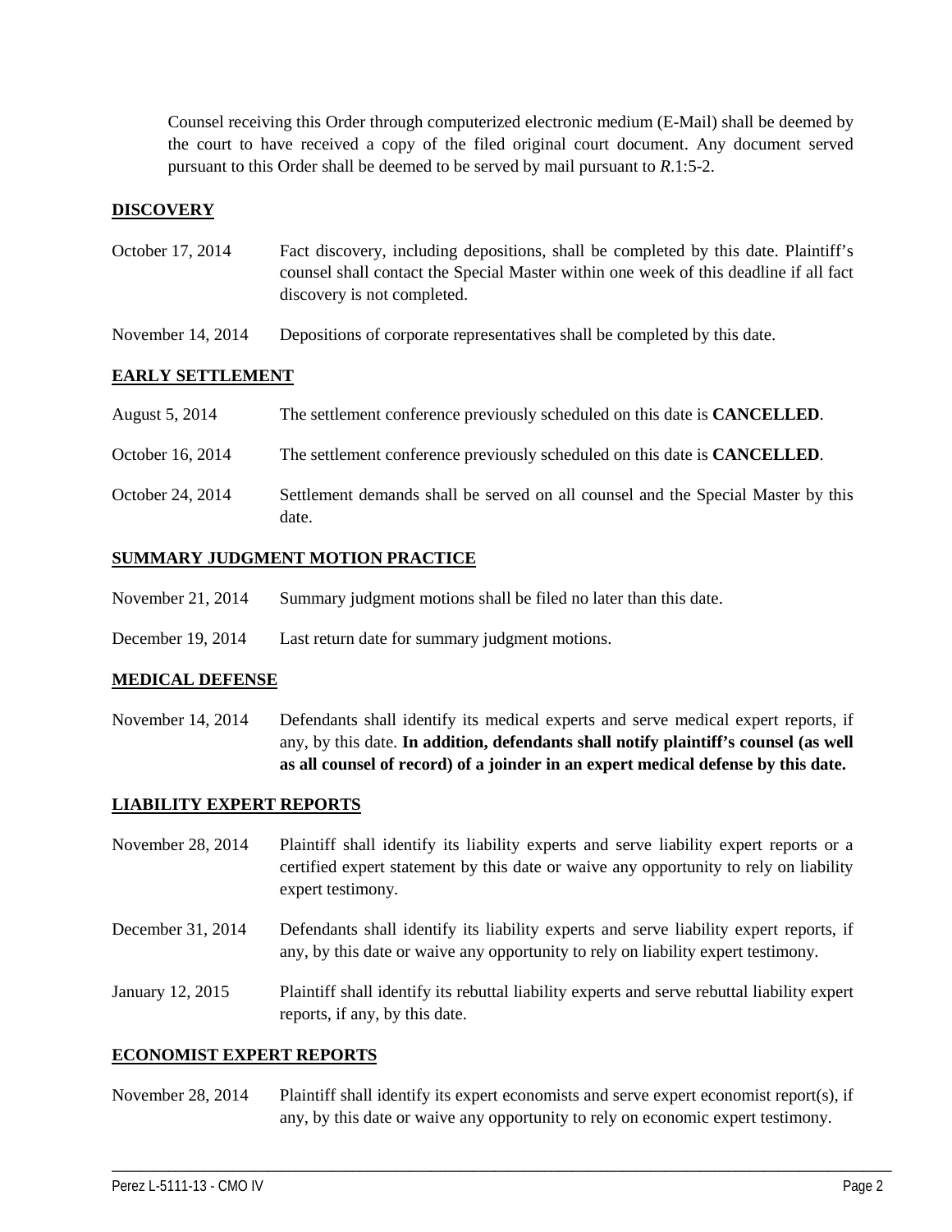Counsel receiving this Order through computerized electronic medium (E-Mail) shall be deemed by the court to have received a copy of the filed original court document. Any document served pursuant to this Order shall be deemed to be served by mail pursuant to *R*.1:5-2.

## DISCOVERY

| | |
|---|---|
| October 17, 2014 | Fact discovery, including depositions, shall be completed by this date. Plaintiff's counsel shall contact the Special Master within one week of this deadline if all fact discovery is not completed. |
| November 14, 2014 | Depositions of corporate representatives shall be completed by this date. |

## EARLY SETTLEMENT

| | |
|---|---|
| August 5, 2014 | The settlement conference previously scheduled on this date is **CANCELLED**. |
| October 16, 2014 | The settlement conference previously scheduled on this date is **CANCELLED**. |
| October 24, 2014 | Settlement demands shall be served on all counsel and the Special Master by this date. |

## SUMMARY JUDGMENT MOTION PRACTICE

| | |
|---|---|
| November 21, 2014 | Summary judgment motions shall be filed no later than this date. |
| December 19, 2014 | Last return date for summary judgment motions. |

## MEDICAL DEFENSE

| | |
|---|---|
| November 14, 2014 | Defendants shall identify its medical experts and serve medical expert reports, if any, by this date. **In addition, defendants shall notify plaintiff's counsel (as well as all counsel of record) of a joinder in an expert medical defense by this date.** |

## LIABILITY EXPERT REPORTS

| | |
|---|---|
| November 28, 2014 | Plaintiff shall identify its liability experts and serve liability expert reports or a certified expert statement by this date or waive any opportunity to rely on liability expert testimony. |
| December 31, 2014 | Defendants shall identify its liability experts and serve liability expert reports, if any, by this date or waive any opportunity to rely on liability expert testimony. |
| January 12, 2015 | Plaintiff shall identify its rebuttal liability experts and serve rebuttal liability expert reports, if any, by this date. |

## ECONOMIST EXPERT REPORTS

| | |
|---|---|
| November 28, 2014 | Plaintiff shall identify its expert economists and serve expert economist report(s), if any, by this date or waive any opportunity to rely on economic expert testimony. |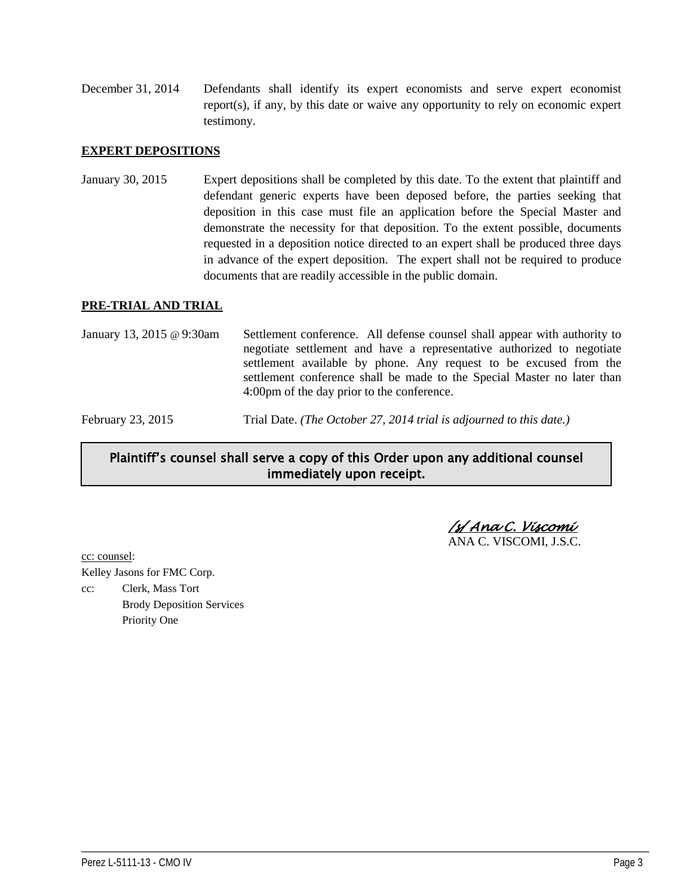December 31, 2014 Defendants shall identify its expert economists and serve expert economist report(s), if any, by this date or waive any opportunity to rely on economic expert testimony.

**EXPERT DEPOSITIONS**

January 30, 2015 Expert depositions shall be completed by this date. To the extent that plaintiff and defendant generic experts have been deposed before, the parties seeking that deposition in this case must file an application before the Special Master and demonstrate the necessity for that deposition. To the extent possible, documents requested in a deposition notice directed to an expert shall be produced three days in advance of the expert deposition. The expert shall not be required to produce documents that are readily accessible in the public domain.

**PRE-TRIAL AND TRIAL**

January 13, 2015 @ 9:30am Settlement conference. All defense counsel shall appear with authority to negotiate settlement and have a representative authorized to negotiate settlement available by phone. Any request to be excused from the settlement conference shall be made to the Special Master no later than 4:00pm of the day prior to the conference.

February 23, 2015 Trial Date. *(The October 27, 2014 trial is adjourned to this date.)*

**Plaintiff's counsel shall serve a copy of this Order upon any additional counsel immediately upon receipt.**

*/s/ Ana C. Viscomi*
ANA C. VISCOMI, J.S.C.

cc: counsel:
Kelley Jasons for FMC Corp.

cc: Clerk, Mass Tort
Brody Deposition Services
Priority One